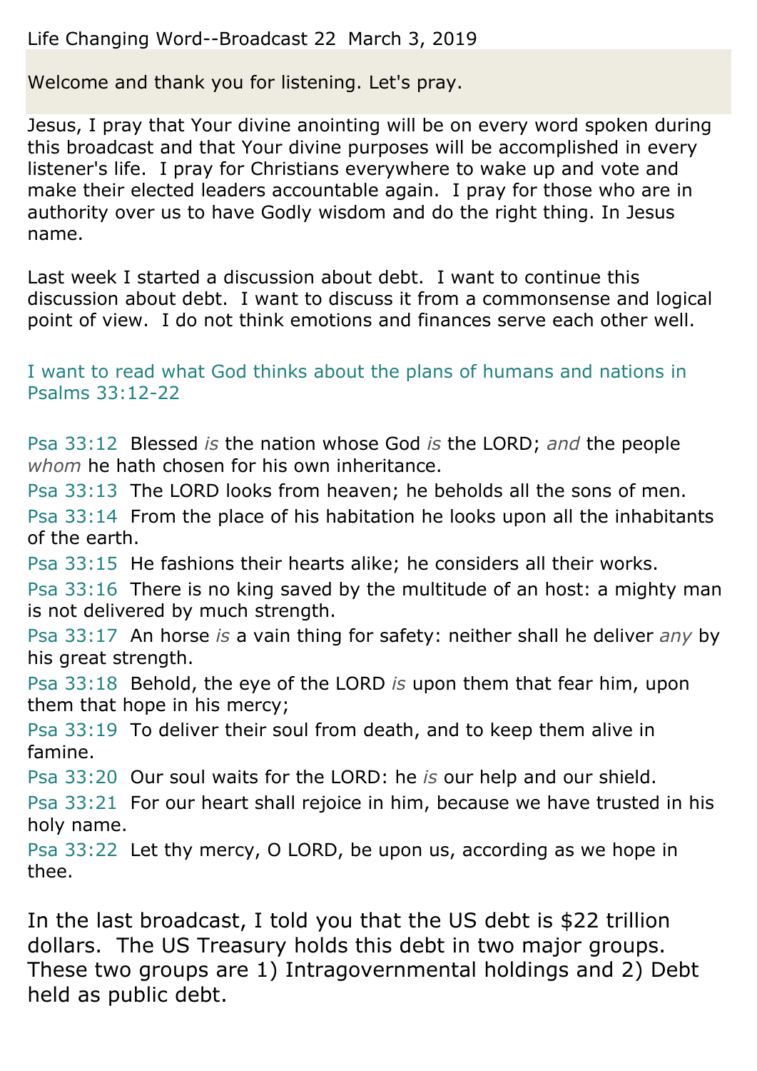Life Changing Word--Broadcast 22 March 3, 2019

Welcome and thank you for listening. Let's pray.

Jesus, I pray that Your divine anointing will be on every word spoken during this broadcast and that Your divine purposes will be accomplished in every listener's life. I pray for Christians everywhere to wake up and vote and make their elected leaders accountable again. I pray for those who are in authority over us to have Godly wisdom and do the right thing. In Jesus name.

Last week I started a discussion about debt. I want to continue this discussion about debt. I want to discuss it from a commonsense and logical point of view. I do not think emotions and finances serve each other well.

I want to read what God thinks about the plans of humans and nations in Psalms 33:12-22

Psa 33:12 Blessed *is* the nation whose God *is* the LORD; *and* the people *whom* he hath chosen for his own inheritance.
Psa 33:13 The LORD looks from heaven; he beholds all the sons of men.
Psa 33:14 From the place of his habitation he looks upon all the inhabitants of the earth.
Psa 33:15 He fashions their hearts alike; he considers all their works.
Psa 33:16 There is no king saved by the multitude of an host: a mighty man is not delivered by much strength.
Psa 33:17 An horse *is* a vain thing for safety: neither shall he deliver *any* by his great strength.
Psa 33:18 Behold, the eye of the LORD *is* upon them that fear him, upon them that hope in his mercy;
Psa 33:19 To deliver their soul from death, and to keep them alive in famine.
Psa 33:20 Our soul waits for the LORD: he *is* our help and our shield.
Psa 33:21 For our heart shall rejoice in him, because we have trusted in his holy name.
Psa 33:22 Let thy mercy, O LORD, be upon us, according as we hope in thee.

In the last broadcast, I told you that the US debt is $22 trillion dollars. The US Treasury holds this debt in two major groups. These two groups are 1) Intragovernmental holdings and 2) Debt held as public debt.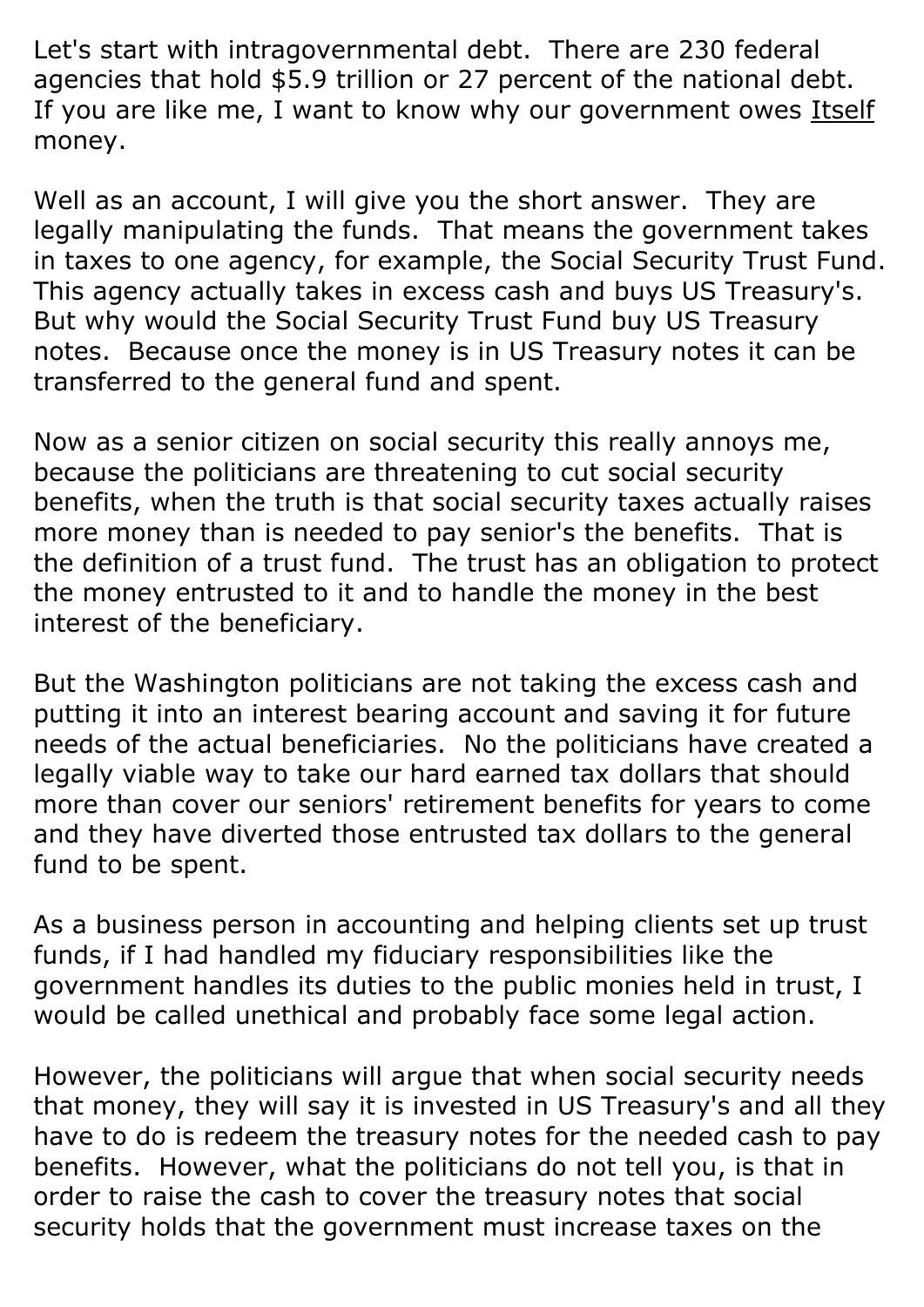Let's start with intragovernmental debt. There are 230 federal agencies that hold $5.9 trillion or 27 percent of the national debt. If you are like me, I want to know why our government owes <u>Itself</u> money.

Well as an account, I will give you the short answer. They are legally manipulating the funds. That means the government takes in taxes to one agency, for example, the Social Security Trust Fund. This agency actually takes in excess cash and buys US Treasury's. But why would the Social Security Trust Fund buy US Treasury notes. Because once the money is in US Treasury notes it can be transferred to the general fund and spent.

Now as a senior citizen on social security this really annoys me, because the politicians are threatening to cut social security benefits, when the truth is that social security taxes actually raises more money than is needed to pay senior's the benefits. That is the definition of a trust fund. The trust has an obligation to protect the money entrusted to it and to handle the money in the best interest of the beneficiary.

But the Washington politicians are not taking the excess cash and putting it into an interest bearing account and saving it for future needs of the actual beneficiaries. No the politicians have created a legally viable way to take our hard earned tax dollars that should more than cover our seniors' retirement benefits for years to come and they have diverted those entrusted tax dollars to the general fund to be spent.

As a business person in accounting and helping clients set up trust funds, if I had handled my fiduciary responsibilities like the government handles its duties to the public monies held in trust, I would be called unethical and probably face some legal action.

However, the politicians will argue that when social security needs that money, they will say it is invested in US Treasury's and all they have to do is redeem the treasury notes for the needed cash to pay benefits. However, what the politicians do not tell you, is that in order to raise the cash to cover the treasury notes that social security holds that the government must increase taxes on the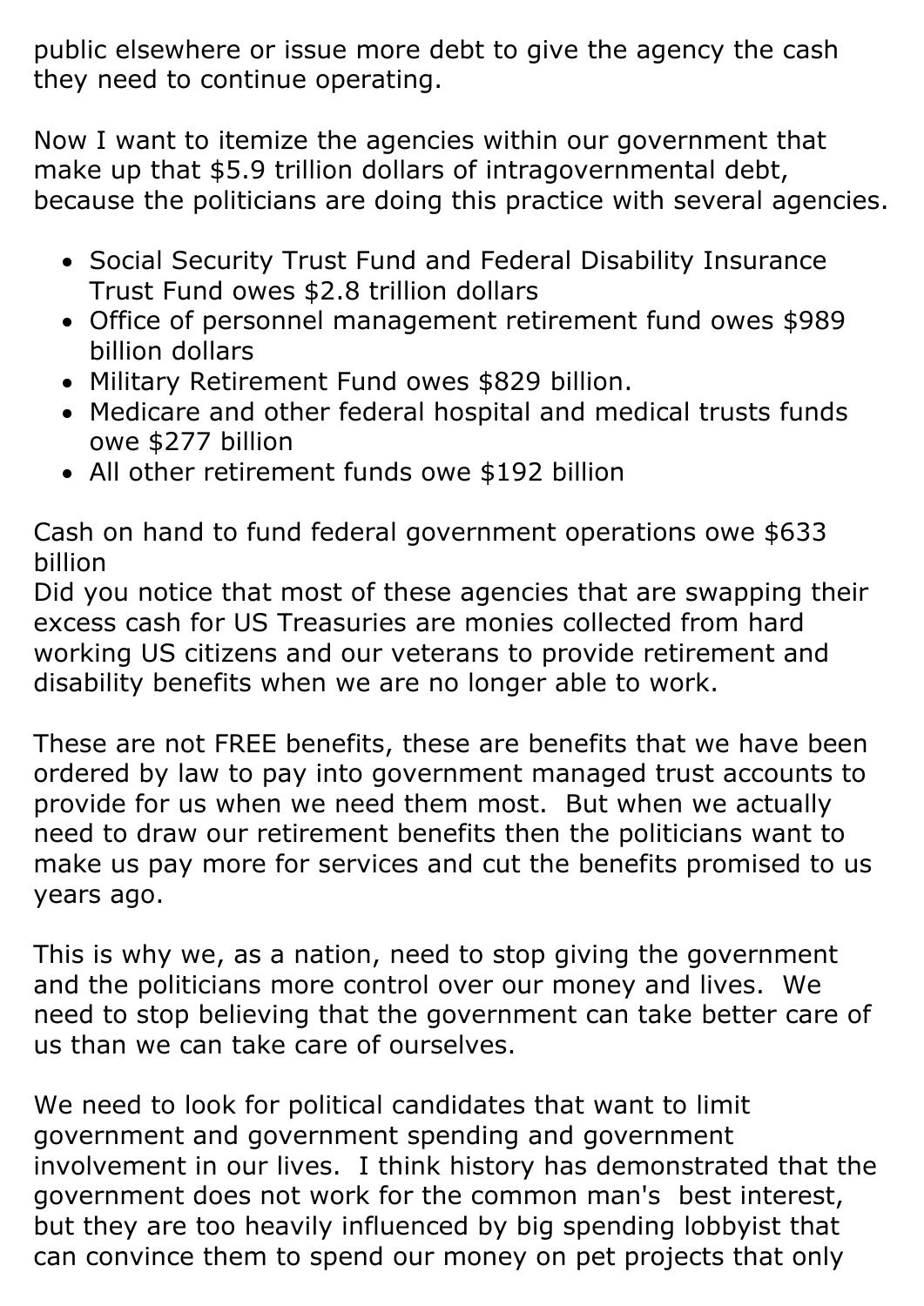public elsewhere or issue more debt to give the agency the cash they need to continue operating.

Now I want to itemize the agencies within our government that make up that $5.9 trillion dollars of intragovernmental debt, because the politicians are doing this practice with several agencies.

- Social Security Trust Fund and Federal Disability Insurance Trust Fund owes $2.8 trillion dollars
- Office of personnel management retirement fund owes $989 billion dollars
- Military Retirement Fund owes $829 billion.
- Medicare and other federal hospital and medical trusts funds owe $277 billion
- All other retirement funds owe $192 billion

Cash on hand to fund federal government operations owe $633 billion
Did you notice that most of these agencies that are swapping their excess cash for US Treasuries are monies collected from hard working US citizens and our veterans to provide retirement and disability benefits when we are no longer able to work.

These are not FREE benefits, these are benefits that we have been ordered by law to pay into government managed trust accounts to provide for us when we need them most. But when we actually need to draw our retirement benefits then the politicians want to make us pay more for services and cut the benefits promised to us years ago.

This is why we, as a nation, need to stop giving the government and the politicians more control over our money and lives. We need to stop believing that the government can take better care of us than we can take care of ourselves.

We need to look for political candidates that want to limit government and government spending and government involvement in our lives. I think history has demonstrated that the government does not work for the common man's best interest, but they are too heavily influenced by big spending lobbyist that can convince them to spend our money on pet projects that only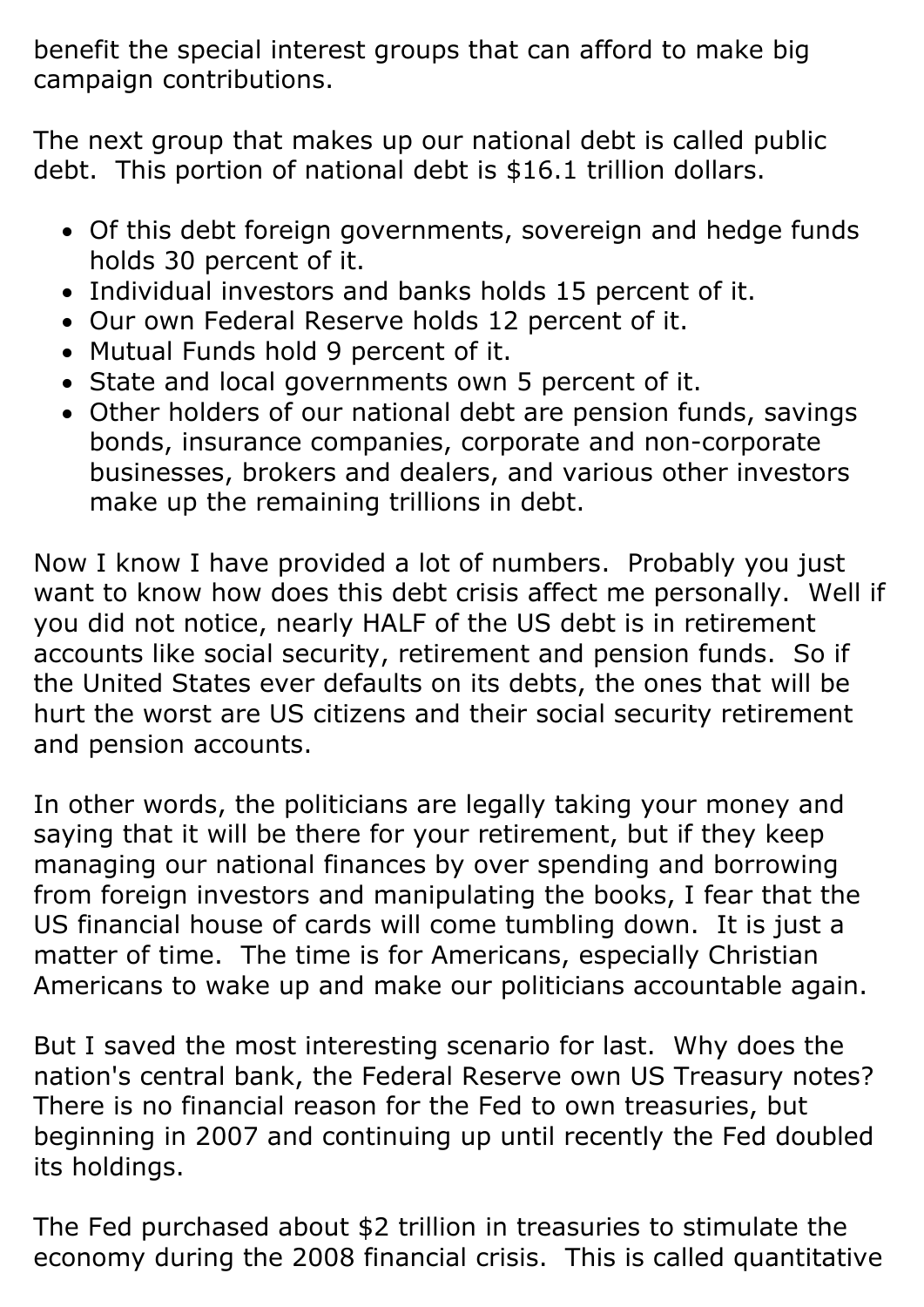benefit the special interest groups that can afford to make big campaign contributions.

The next group that makes up our national debt is called public debt. This portion of national debt is $16.1 trillion dollars.

- Of this debt foreign governments, sovereign and hedge funds holds 30 percent of it.
- Individual investors and banks holds 15 percent of it.
- Our own Federal Reserve holds 12 percent of it.
- Mutual Funds hold 9 percent of it.
- State and local governments own 5 percent of it.
- Other holders of our national debt are pension funds, savings bonds, insurance companies, corporate and non-corporate businesses, brokers and dealers, and various other investors make up the remaining trillions in debt.

Now I know I have provided a lot of numbers. Probably you just want to know how does this debt crisis affect me personally. Well if you did not notice, nearly HALF of the US debt is in retirement accounts like social security, retirement and pension funds. So if the United States ever defaults on its debts, the ones that will be hurt the worst are US citizens and their social security retirement and pension accounts.

In other words, the politicians are legally taking your money and saying that it will be there for your retirement, but if they keep managing our national finances by over spending and borrowing from foreign investors and manipulating the books, I fear that the US financial house of cards will come tumbling down. It is just a matter of time. The time is for Americans, especially Christian Americans to wake up and make our politicians accountable again.

But I saved the most interesting scenario for last. Why does the nation's central bank, the Federal Reserve own US Treasury notes? There is no financial reason for the Fed to own treasuries, but beginning in 2007 and continuing up until recently the Fed doubled its holdings.

The Fed purchased about $2 trillion in treasuries to stimulate the economy during the 2008 financial crisis. This is called quantitative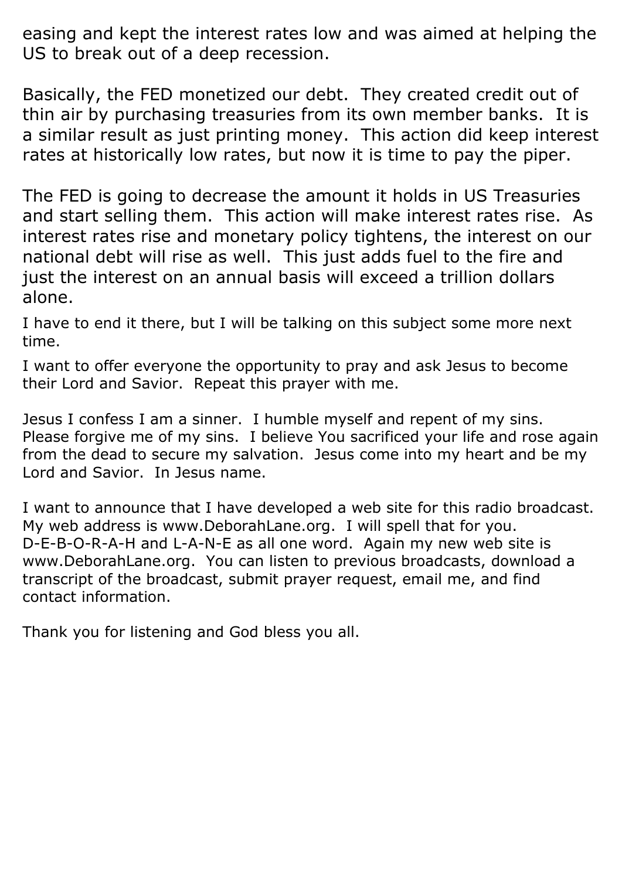easing and kept the interest rates low and was aimed at helping the US to break out of a deep recession.

Basically, the FED monetized our debt. They created credit out of thin air by purchasing treasuries from its own member banks. It is a similar result as just printing money. This action did keep interest rates at historically low rates, but now it is time to pay the piper.

The FED is going to decrease the amount it holds in US Treasuries and start selling them. This action will make interest rates rise. As interest rates rise and monetary policy tightens, the interest on our national debt will rise as well. This just adds fuel to the fire and just the interest on an annual basis will exceed a trillion dollars alone.

I have to end it there, but I will be talking on this subject some more next time.

I want to offer everyone the opportunity to pray and ask Jesus to become their Lord and Savior. Repeat this prayer with me.

Jesus I confess I am a sinner. I humble myself and repent of my sins. Please forgive me of my sins. I believe You sacrificed your life and rose again from the dead to secure my salvation. Jesus come into my heart and be my Lord and Savior. In Jesus name.

I want to announce that I have developed a web site for this radio broadcast. My web address is www.DeborahLane.org. I will spell that for you. D-E-B-O-R-A-H and L-A-N-E as all one word. Again my new web site is www.DeborahLane.org. You can listen to previous broadcasts, download a transcript of the broadcast, submit prayer request, email me, and find contact information.

Thank you for listening and God bless you all.